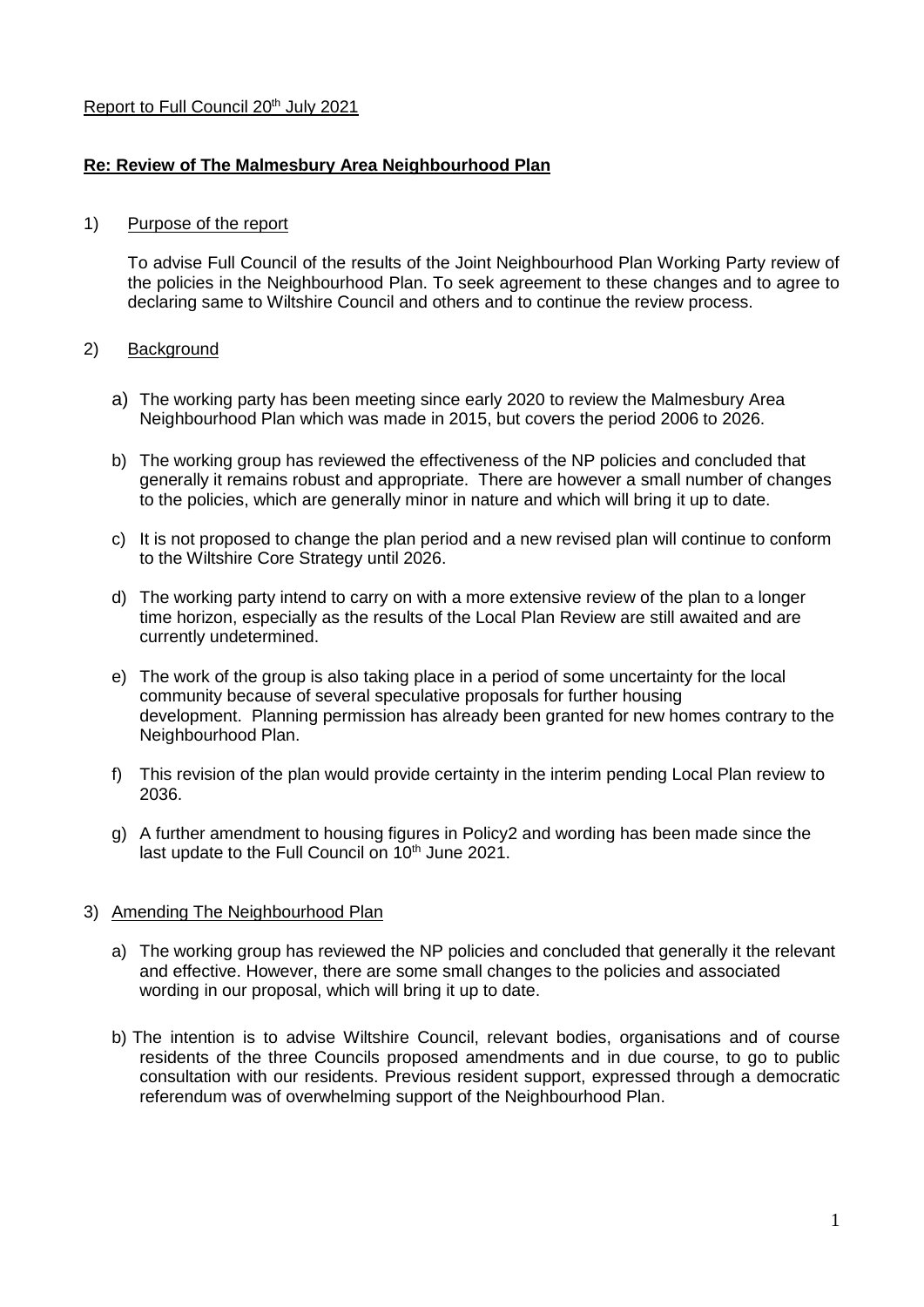Report to Full Council 20th July 2021

**Re: Review of The Malmesbury Area Neighbourhood Plan**

1) Purpose of the report

To advise Full Council of the results of the Joint Neighbourhood Plan Working Party review of the policies in the Neighbourhood Plan. To seek agreement to these changes and to agree to declaring same to Wiltshire Council and others and to continue the review process.

2) Background

a) The working party has been meeting since early 2020 to review the Malmesbury Area Neighbourhood Plan which was made in 2015, but covers the period 2006 to 2026.

b) The working group has reviewed the effectiveness of the NP policies and concluded that generally it remains robust and appropriate. There are however a small number of changes to the policies, which are generally minor in nature and which will bring it up to date.

c) It is not proposed to change the plan period and a new revised plan will continue to conform to the Wiltshire Core Strategy until 2026.

d) The working party intend to carry on with a more extensive review of the plan to a longer time horizon, especially as the results of the Local Plan Review are still awaited and are currently undetermined.

e) The work of the group is also taking place in a period of some uncertainty for the local community because of several speculative proposals for further housing development. Planning permission has already been granted for new homes contrary to the Neighbourhood Plan.

f) This revision of the plan would provide certainty in the interim pending Local Plan review to 2036.

g) A further amendment to housing figures in Policy2 and wording has been made since the last update to the Full Council on 10th June 2021.

3) Amending The Neighbourhood Plan

a) The working group has reviewed the NP policies and concluded that generally it the relevant and effective. However, there are some small changes to the policies and associated wording in our proposal, which will bring it up to date.

b) The intention is to advise Wiltshire Council, relevant bodies, organisations and of course residents of the three Councils proposed amendments and in due course, to go to public consultation with our residents. Previous resident support, expressed through a democratic referendum was of overwhelming support of the Neighbourhood Plan.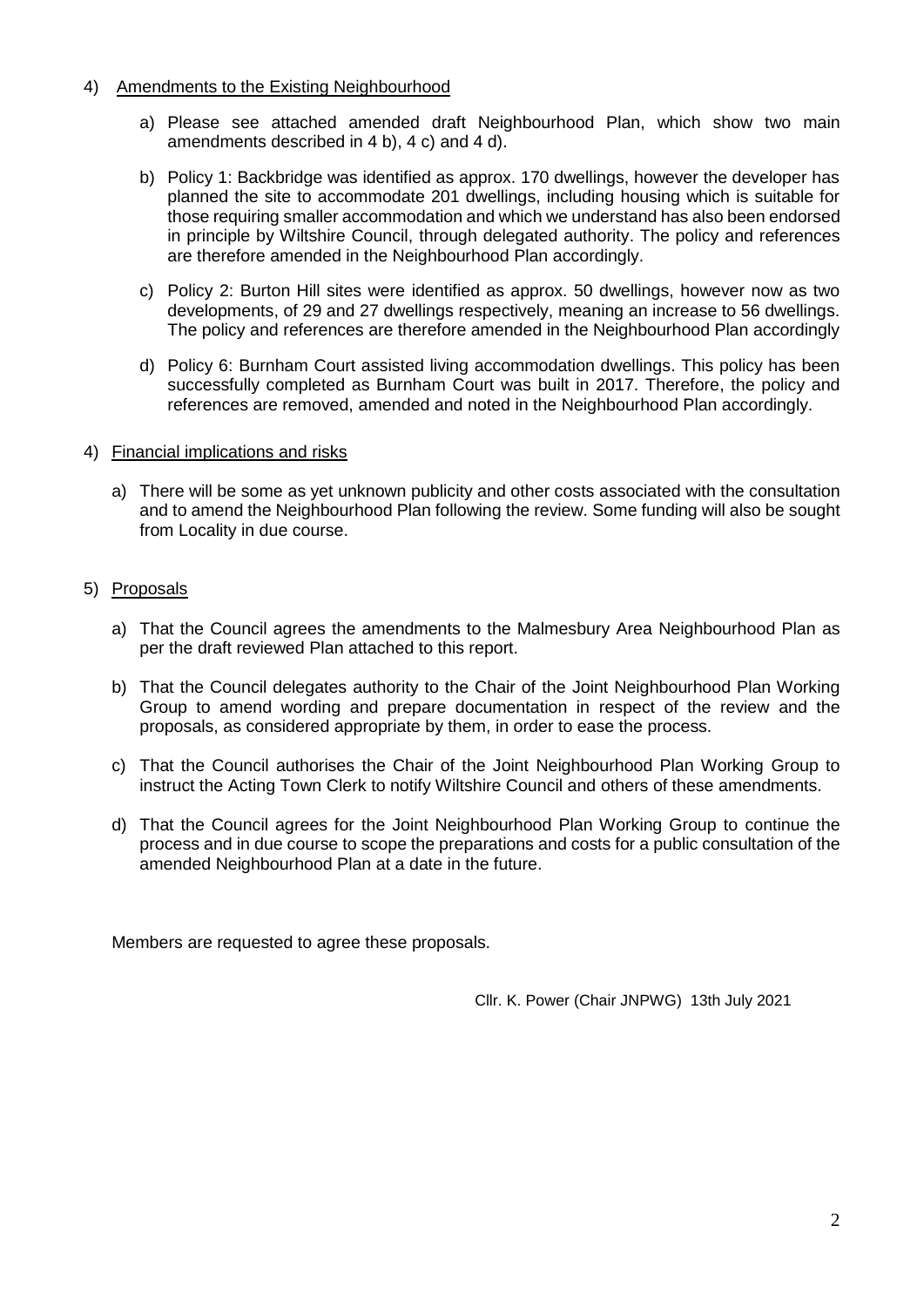4) Amendments to the Existing Neighbourhood

   a) Please see attached amended draft Neighbourhood Plan, which show two main amendments described in 4 b), 4 c) and 4 d).

   b) Policy 1: Backbridge was identified as approx. 170 dwellings, however the developer has planned the site to accommodate 201 dwellings, including housing which is suitable for those requiring smaller accommodation and which we understand has also been endorsed in principle by Wiltshire Council, through delegated authority. The policy and references are therefore amended in the Neighbourhood Plan accordingly.

   c) Policy 2: Burton Hill sites were identified as approx. 50 dwellings, however now as two developments, of 29 and 27 dwellings respectively, meaning an increase to 56 dwellings. The policy and references are therefore amended in the Neighbourhood Plan accordingly

   d) Policy 6: Burnham Court assisted living accommodation dwellings. This policy has been successfully completed as Burnham Court was built in 2017. Therefore, the policy and references are removed, amended and noted in the Neighbourhood Plan accordingly.

4) Financial implications and risks

   a) There will be some as yet unknown publicity and other costs associated with the consultation and to amend the Neighbourhood Plan following the review. Some funding will also be sought from Locality in due course.

5) Proposals

   a) That the Council agrees the amendments to the Malmesbury Area Neighbourhood Plan as per the draft reviewed Plan attached to this report.

   b) That the Council delegates authority to the Chair of the Joint Neighbourhood Plan Working Group to amend wording and prepare documentation in respect of the review and the proposals, as considered appropriate by them, in order to ease the process.

   c) That the Council authorises the Chair of the Joint Neighbourhood Plan Working Group to instruct the Acting Town Clerk to notify Wiltshire Council and others of these amendments.

   d) That the Council agrees for the Joint Neighbourhood Plan Working Group to continue the process and in due course to scope the preparations and costs for a public consultation of the amended Neighbourhood Plan at a date in the future.

Members are requested to agree these proposals.

Cllr. K. Power (Chair JNPWG) 13th July 2021